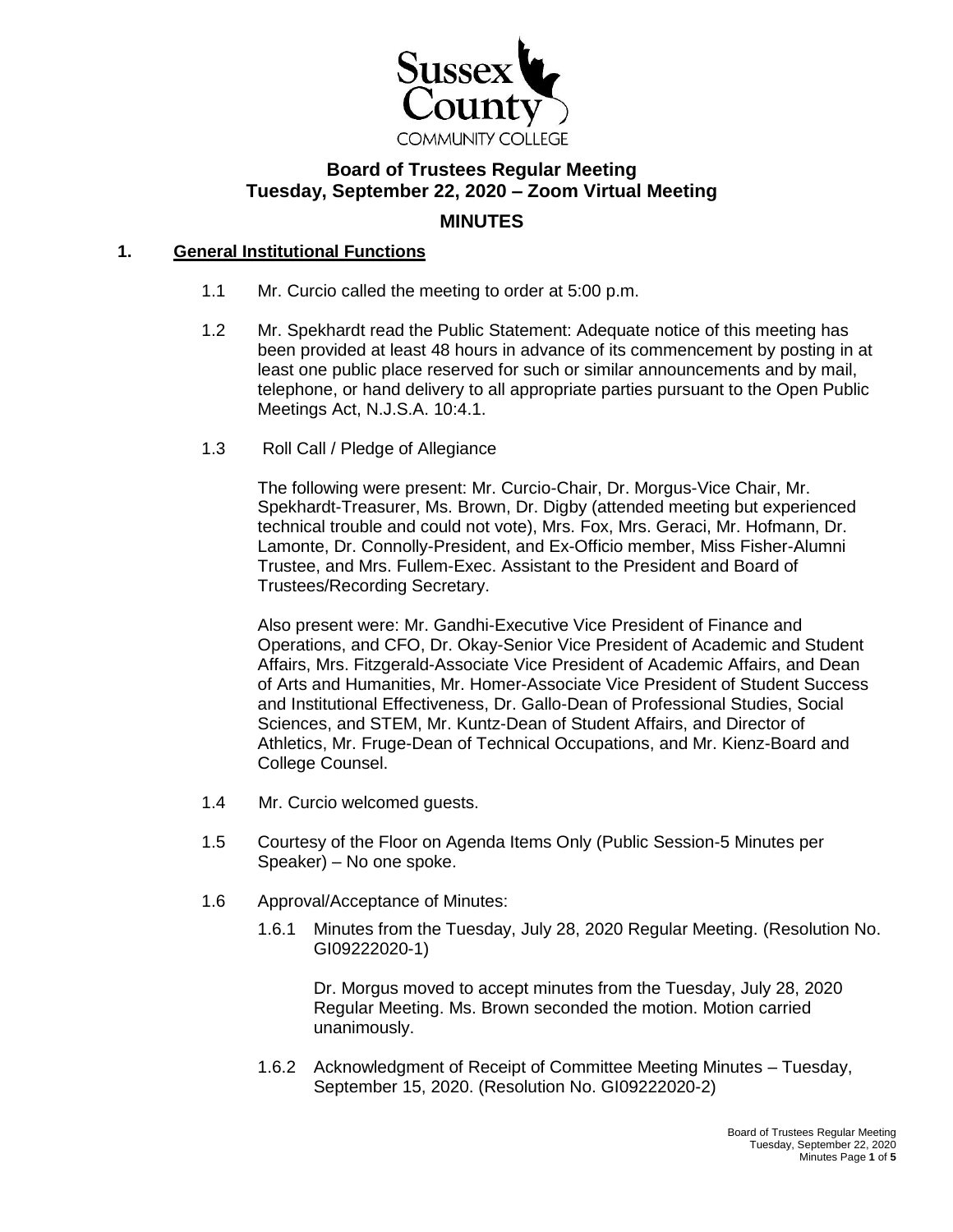Sussex County COMMUNITY COLLEGE

# Board of Trustees Regular Meeting
## Tuesday, September 22, 2020 – Zoom Virtual Meeting

## MINUTES

### 1. General Institutional Functions

1.1 Mr. Curcio called the meeting to order at 5:00 p.m.

1.2 Mr. Spekhardt read the Public Statement: Adequate notice of this meeting has been provided at least 48 hours in advance of its commencement by posting in at least one public place reserved for such or similar announcements and by mail, telephone, or hand delivery to all appropriate parties pursuant to the Open Public Meetings Act, N.J.S.A. 10:4.1.

1.3 Roll Call / Pledge of Allegiance

The following were present: Mr. Curcio-Chair, Dr. Morgus-Vice Chair, Mr. Spekhardt-Treasurer, Ms. Brown, Dr. Digby (attended meeting but experienced technical trouble and could not vote), Mrs. Fox, Mrs. Geraci, Mr. Hofmann, Dr. Lamonte, Dr. Connolly-President, and Ex-Officio member, Miss Fisher-Alumni Trustee, and Mrs. Fullem-Exec. Assistant to the President and Board of Trustees/Recording Secretary.

Also present were: Mr. Gandhi-Executive Vice President of Finance and Operations, and CFO, Dr. Okay-Senior Vice President of Academic and Student Affairs, Mrs. Fitzgerald-Associate Vice President of Academic Affairs, and Dean of Arts and Humanities, Mr. Homer-Associate Vice President of Student Success and Institutional Effectiveness, Dr. Gallo-Dean of Professional Studies, Social Sciences, and STEM, Mr. Kuntz-Dean of Student Affairs, and Director of Athletics, Mr. Fruge-Dean of Technical Occupations, and Mr. Kienz-Board and College Counsel.

1.4 Mr. Curcio welcomed guests.

1.5 Courtesy of the Floor on Agenda Items Only (Public Session-5 Minutes per Speaker) – No one spoke.

1.6 Approval/Acceptance of Minutes:

1.6.1 Minutes from the Tuesday, July 28, 2020 Regular Meeting. (Resolution No. GI09222020-1)

Dr. Morgus moved to accept minutes from the Tuesday, July 28, 2020 Regular Meeting. Ms. Brown seconded the motion. Motion carried unanimously.

1.6.2 Acknowledgment of Receipt of Committee Meeting Minutes – Tuesday, September 15, 2020. (Resolution No. GI09222020-2)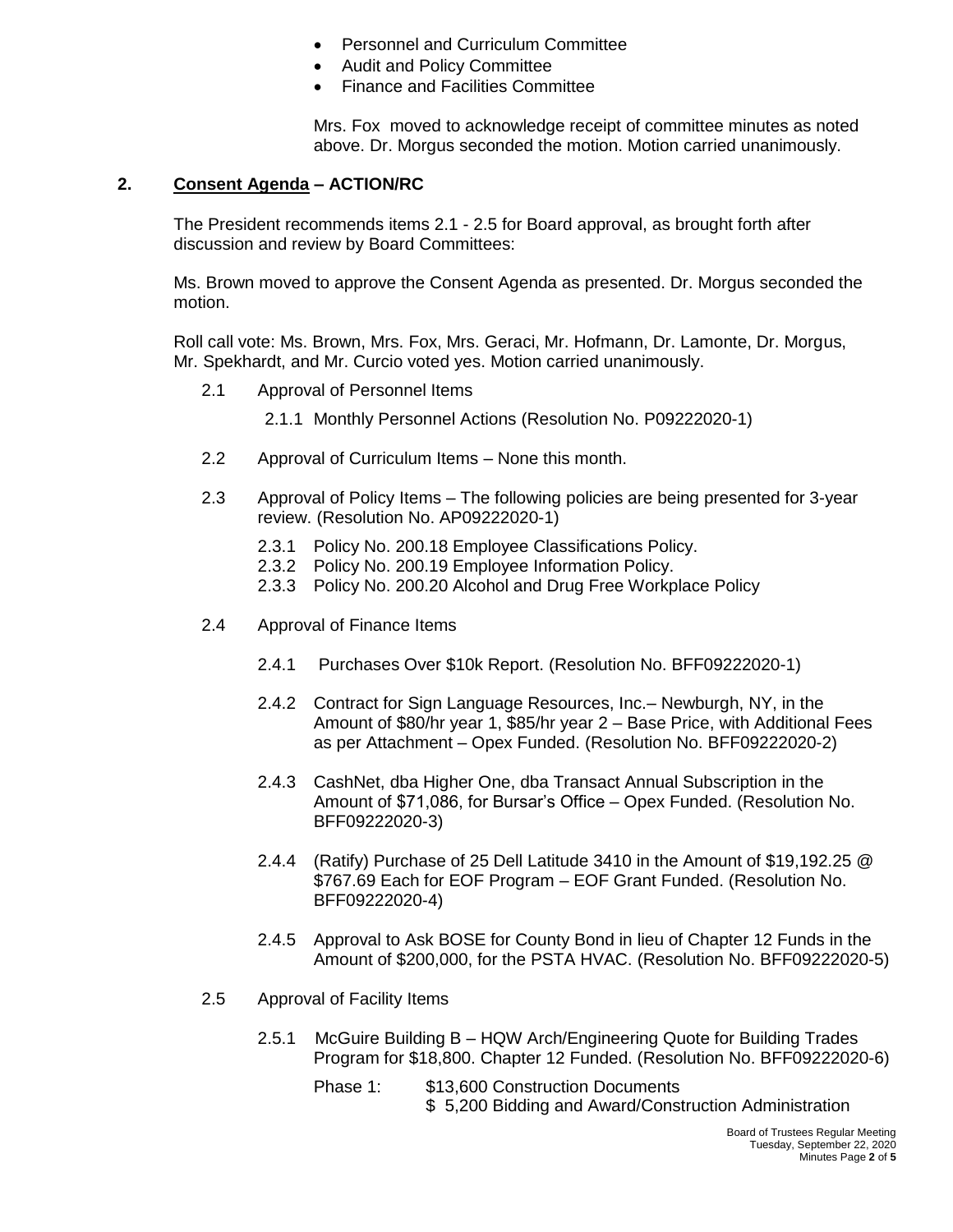- Personnel and Curriculum Committee
- Audit and Policy Committee
- Finance and Facilities Committee

Mrs. Fox moved to acknowledge receipt of committee minutes as noted above. Dr. Morgus seconded the motion. Motion carried unanimously.

## 2. Consent Agenda – ACTION/RC

The President recommends items 2.1 - 2.5 for Board approval, as brought forth after discussion and review by Board Committees:

Ms. Brown moved to approve the Consent Agenda as presented. Dr. Morgus seconded the motion.

Roll call vote: Ms. Brown, Mrs. Fox, Mrs. Geraci, Mr. Hofmann, Dr. Lamonte, Dr. Morgus, Mr. Spekhardt, and Mr. Curcio voted yes. Motion carried unanimously.

2.1 Approval of Personnel Items

2.1.1 Monthly Personnel Actions (Resolution No. P09222020-1)

2.2 Approval of Curriculum Items – None this month.

2.3 Approval of Policy Items – The following policies are being presented for 3-year review. (Resolution No. AP09222020-1)

2.3.1 Policy No. 200.18 Employee Classifications Policy.
2.3.2 Policy No. 200.19 Employee Information Policy.
2.3.3 Policy No. 200.20 Alcohol and Drug Free Workplace Policy

2.4 Approval of Finance Items

2.4.1 Purchases Over $10k Report. (Resolution No. BFF09222020-1)

2.4.2 Contract for Sign Language Resources, Inc.– Newburgh, NY, in the Amount of $80/hr year 1, $85/hr year 2 – Base Price, with Additional Fees as per Attachment – Opex Funded. (Resolution No. BFF09222020-2)

2.4.3 CashNet, dba Higher One, dba Transact Annual Subscription in the Amount of $71,086, for Bursar's Office – Opex Funded. (Resolution No. BFF09222020-3)

2.4.4 (Ratify) Purchase of 25 Dell Latitude 3410 in the Amount of $19,192.25 @ $767.69 Each for EOF Program – EOF Grant Funded. (Resolution No. BFF09222020-4)

2.4.5 Approval to Ask BOSE for County Bond in lieu of Chapter 12 Funds in the Amount of $200,000, for the PSTA HVAC. (Resolution No. BFF09222020-5)

2.5 Approval of Facility Items

2.5.1 McGuire Building B – HQW Arch/Engineering Quote for Building Trades Program for $18,800. Chapter 12 Funded. (Resolution No. BFF09222020-6)

Phase 1: $13,600 Construction Documents
$ 5,200 Bidding and Award/Construction Administration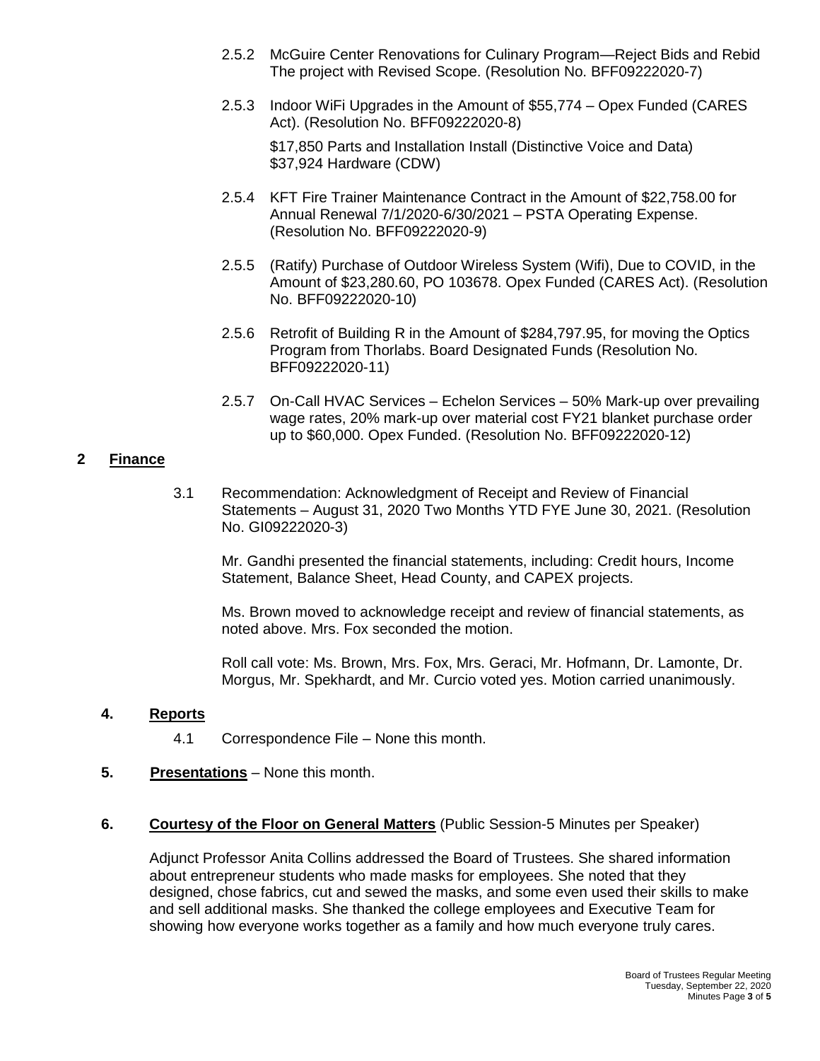2.5.2 McGuire Center Renovations for Culinary Program—Reject Bids and Rebid The project with Revised Scope. (Resolution No. BFF09222020-7)

2.5.3 Indoor WiFi Upgrades in the Amount of $55,774 – Opex Funded (CARES Act). (Resolution No. BFF09222020-8)

$17,850 Parts and Installation Install (Distinctive Voice and Data)
$37,924 Hardware (CDW)

2.5.4 KFT Fire Trainer Maintenance Contract in the Amount of $22,758.00 for Annual Renewal 7/1/2020-6/30/2021 – PSTA Operating Expense. (Resolution No. BFF09222020-9)

2.5.5 (Ratify) Purchase of Outdoor Wireless System (Wifi), Due to COVID, in the Amount of $23,280.60, PO 103678. Opex Funded (CARES Act). (Resolution No. BFF09222020-10)

2.5.6 Retrofit of Building R in the Amount of $284,797.95, for moving the Optics Program from Thorlabs. Board Designated Funds (Resolution No. BFF09222020-11)

2.5.7 On-Call HVAC Services – Echelon Services – 50% Mark-up over prevailing wage rates, 20% mark-up over material cost FY21 blanket purchase order up to $60,000. Opex Funded. (Resolution No. BFF09222020-12)

## 2 Finance

3.1 Recommendation: Acknowledgment of Receipt and Review of Financial Statements – August 31, 2020 Two Months YTD FYE June 30, 2021. (Resolution No. GI09222020-3)

Mr. Gandhi presented the financial statements, including: Credit hours, Income Statement, Balance Sheet, Head County, and CAPEX projects.

Ms. Brown moved to acknowledge receipt and review of financial statements, as noted above. Mrs. Fox seconded the motion.

Roll call vote: Ms. Brown, Mrs. Fox, Mrs. Geraci, Mr. Hofmann, Dr. Lamonte, Dr. Morgus, Mr. Spekhardt, and Mr. Curcio voted yes. Motion carried unanimously.

## 4. Reports

4.1 Correspondence File – None this month.

## 5. Presentations – None this month.

## 6. Courtesy of the Floor on General Matters (Public Session-5 Minutes per Speaker)

Adjunct Professor Anita Collins addressed the Board of Trustees. She shared information about entrepreneur students who made masks for employees. She noted that they designed, chose fabrics, cut and sewed the masks, and some even used their skills to make and sell additional masks. She thanked the college employees and Executive Team for showing how everyone works together as a family and how much everyone truly cares.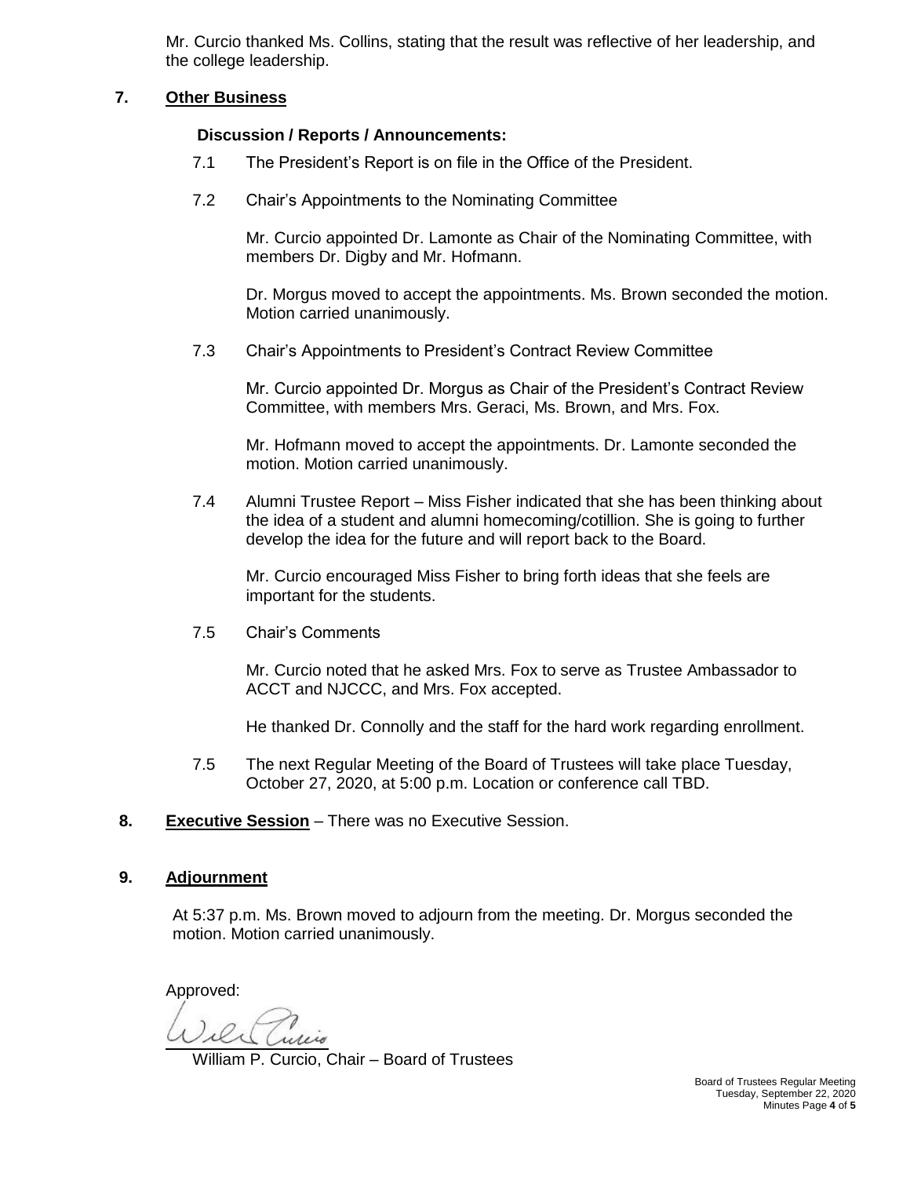Mr. Curcio thanked Ms. Collins, stating that the result was reflective of her leadership, and the college leadership.

**7. Other Business**

**Discussion / Reports / Announcements:**

7.1 The President's Report is on file in the Office of the President.

7.2 Chair's Appointments to the Nominating Committee

Mr. Curcio appointed Dr. Lamonte as Chair of the Nominating Committee, with members Dr. Digby and Mr. Hofmann.

Dr. Morgus moved to accept the appointments. Ms. Brown seconded the motion. Motion carried unanimously.

7.3 Chair's Appointments to President's Contract Review Committee

Mr. Curcio appointed Dr. Morgus as Chair of the President's Contract Review Committee, with members Mrs. Geraci, Ms. Brown, and Mrs. Fox.

Mr. Hofmann moved to accept the appointments. Dr. Lamonte seconded the motion. Motion carried unanimously.

7.4 Alumni Trustee Report – Miss Fisher indicated that she has been thinking about the idea of a student and alumni homecoming/cotillion. She is going to further develop the idea for the future and will report back to the Board.

Mr. Curcio encouraged Miss Fisher to bring forth ideas that she feels are important for the students.

7.5 Chair's Comments

Mr. Curcio noted that he asked Mrs. Fox to serve as Trustee Ambassador to ACCT and NJCCC, and Mrs. Fox accepted.

He thanked Dr. Connolly and the staff for the hard work regarding enrollment.

7.5 The next Regular Meeting of the Board of Trustees will take place Tuesday, October 27, 2020, at 5:00 p.m. Location or conference call TBD.

**8. Executive Session** – There was no Executive Session.

**9. Adjournment**

At 5:37 p.m. Ms. Brown moved to adjourn from the meeting. Dr. Morgus seconded the motion. Motion carried unanimously.

Approved:

William P. Curcio, Chair – Board of Trustees